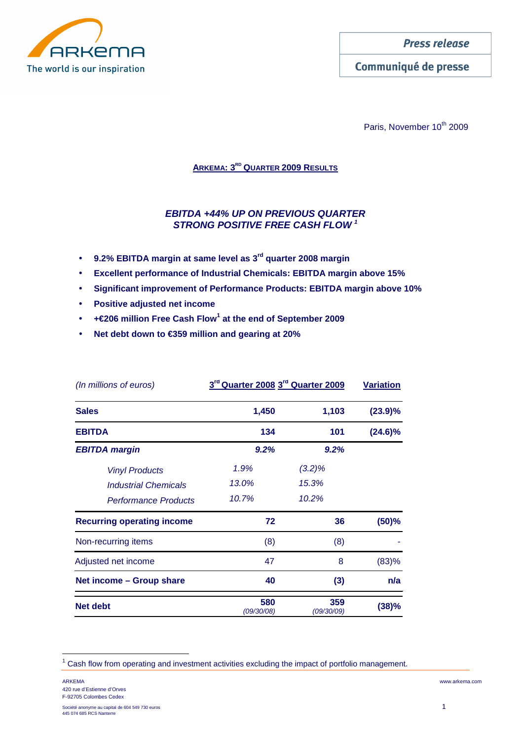Press release

Communiqué de presse

Paris, November 10th 2009

# ARKEMA: 3RD QUARTER 2009 RESULTS

## *EBITDA +44% UP ON PREVIOUS QUARTER*
## *STRONG POSITIVE FREE CASH FLOW [1]*

- **9.2% EBITDA margin at same level as 3rd quarter 2008 margin**
- **Excellent performance of Industrial Chemicals: EBITDA margin above 15%**
- **Significant improvement of Performance Products: EBITDA margin above 10%**
- **Positive adjusted net income**
- **+€206 million Free Cash Flow[1] at the end of September 2009**
- **Net debt down to €359 million and gearing at 20%**

| *(In millions of euros)* | 3rd Quarter 2008 | 3rd Quarter 2009 | Variation |
|---|---|---|---|
| **Sales** | **1,450** | **1,103** | **(23.9)%** |
| **EBITDA** | **134** | **101** | **(24.6)%** |
| ***EBITDA margin*** | ***9.2%*** | ***9.2%*** | |
| *Vinyl Products* | *1.9%* | *(3.2)%* | |
| *Industrial Chemicals* | *13.0%* | *15.3%* | |
| *Performance Products* | *10.7%* | *10.2%* | |
| **Recurring operating income** | **72** | **36** | **(50)%** |
| Non-recurring items | (8) | (8) | - |
| Adjusted net income | 47 | 8 | (83)% |
| **Net income – Group share** | **40** | **(3)** | **n/a** |
| **Net debt** | **580** *(09/30/08)* | **359** *(09/30/09)* | **(38)%** |

[1] Cash flow from operating and investment activities excluding the impact of portfolio management.

ARKEMA
420 rue d'Estienne d'Orves
F-92705 Colombes Cedex

Société anonyme au capital de 604 549 730 euros
445 074 685 RCS Nanterre

www.arkema.com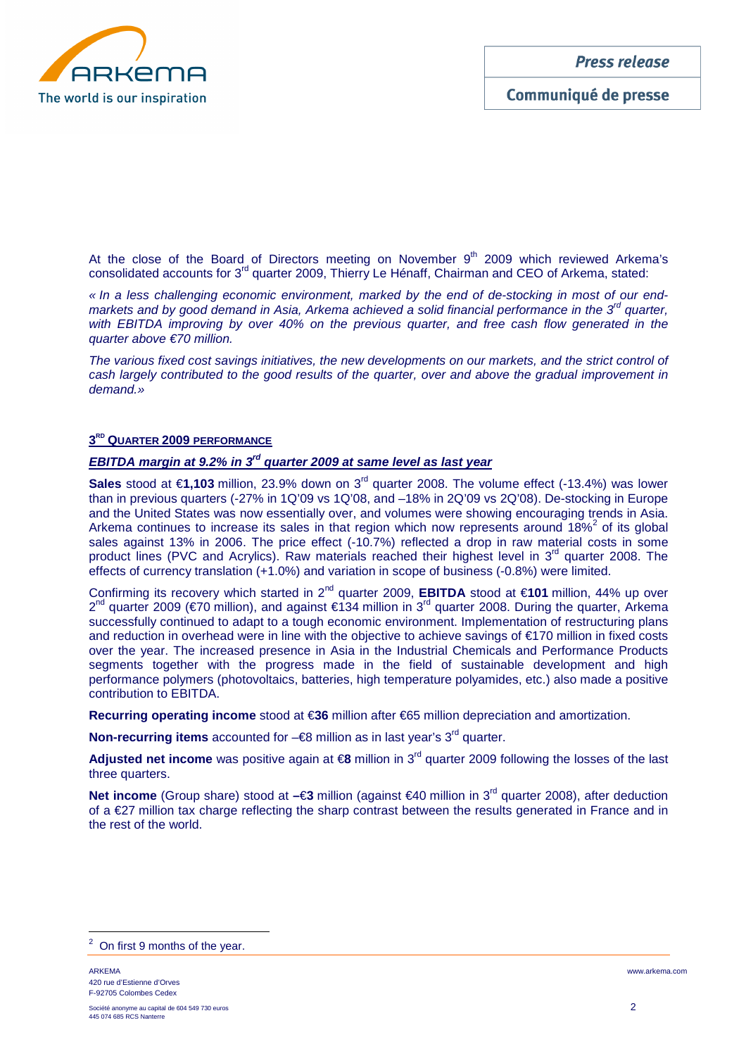At the close of the Board of Directors meeting on November 9th 2009 which reviewed Arkema's consolidated accounts for 3rd quarter 2009, Thierry Le Hénaff, Chairman and CEO of Arkema, stated:

*« In a less challenging economic environment, marked by the end of de-stocking in most of our end-markets and by good demand in Asia, Arkema achieved a solid financial performance in the 3rd quarter, with EBITDA improving by over 40% on the previous quarter, and free cash flow generated in the quarter above €70 million.*

*The various fixed cost savings initiatives, the new developments on our markets, and the strict control of cash largely contributed to the good results of the quarter, over and above the gradual improvement in demand.»*

## 3RD QUARTER 2009 PERFORMANCE

### *EBITDA margin at 9.2% in 3rd quarter 2009 at same level as last year*

**Sales** stood at €**1,103** million, 23.9% down on 3rd quarter 2008. The volume effect (-13.4%) was lower than in previous quarters (-27% in 1Q'09 vs 1Q'08, and –18% in 2Q'09 vs 2Q'08). De-stocking in Europe and the United States was now essentially over, and volumes were showing encouraging trends in Asia. Arkema continues to increase its sales in that region which now represents around 18%[2] of its global sales against 13% in 2006. The price effect (-10.7%) reflected a drop in raw material costs in some product lines (PVC and Acrylics). Raw materials reached their highest level in 3rd quarter 2008. The effects of currency translation (+1.0%) and variation in scope of business (-0.8%) were limited.

Confirming its recovery which started in 2nd quarter 2009, **EBITDA** stood at €**101** million, 44% up over 2nd quarter 2009 (€70 million), and against €134 million in 3rd quarter 2008. During the quarter, Arkema successfully continued to adapt to a tough economic environment. Implementation of restructuring plans and reduction in overhead were in line with the objective to achieve savings of €170 million in fixed costs over the year. The increased presence in Asia in the Industrial Chemicals and Performance Products segments together with the progress made in the field of sustainable development and high performance polymers (photovoltaics, batteries, high temperature polyamides, etc.) also made a positive contribution to EBITDA.

**Recurring operating income** stood at €**36** million after €65 million depreciation and amortization.

**Non-recurring items** accounted for –€8 million as in last year's 3rd quarter.

**Adjusted net income** was positive again at €**8** million in 3rd quarter 2009 following the losses of the last three quarters.

**Net income** (Group share) stood at **–€3** million (against €40 million in 3rd quarter 2008), after deduction of a €27 million tax charge reflecting the sharp contrast between the results generated in France and in the rest of the world.

[2] On first 9 months of the year.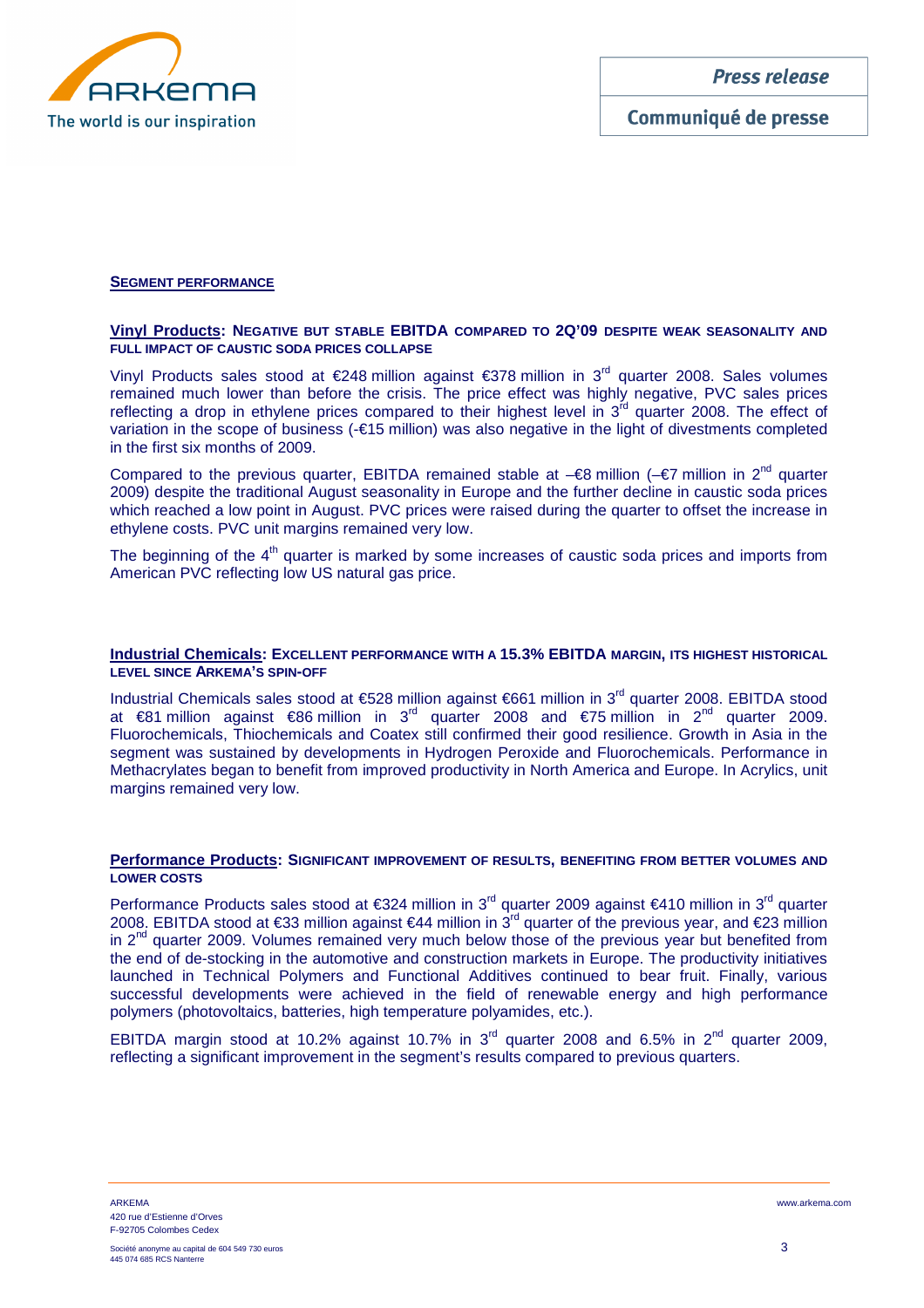## SEGMENT PERFORMANCE

**Vinyl Products: NEGATIVE BUT STABLE EBITDA COMPARED TO 2Q'09 DESPITE WEAK SEASONALITY AND FULL IMPACT OF CAUSTIC SODA PRICES COLLAPSE**

Vinyl Products sales stood at €248 million against €378 million in 3rd quarter 2008. Sales volumes remained much lower than before the crisis. The price effect was highly negative, PVC sales prices reflecting a drop in ethylene prices compared to their highest level in 3rd quarter 2008. The effect of variation in the scope of business (-€15 million) was also negative in the light of divestments completed in the first six months of 2009.

Compared to the previous quarter, EBITDA remained stable at –€8 million (–€7 million in 2nd quarter 2009) despite the traditional August seasonality in Europe and the further decline in caustic soda prices which reached a low point in August. PVC prices were raised during the quarter to offset the increase in ethylene costs. PVC unit margins remained very low.

The beginning of the 4th quarter is marked by some increases of caustic soda prices and imports from American PVC reflecting low US natural gas price.

**Industrial Chemicals: EXCELLENT PERFORMANCE WITH A 15.3% EBITDA MARGIN, ITS HIGHEST HISTORICAL LEVEL SINCE ARKEMA'S SPIN-OFF**

Industrial Chemicals sales stood at €528 million against €661 million in 3rd quarter 2008. EBITDA stood at €81 million against €86 million in 3rd quarter 2008 and €75 million in 2nd quarter 2009. Fluorochemicals, Thiochemicals and Coatex still confirmed their good resilience. Growth in Asia in the segment was sustained by developments in Hydrogen Peroxide and Fluorochemicals. Performance in Methacrylates began to benefit from improved productivity in North America and Europe. In Acrylics, unit margins remained very low.

**Performance Products: SIGNIFICANT IMPROVEMENT OF RESULTS, BENEFITING FROM BETTER VOLUMES AND LOWER COSTS**

Performance Products sales stood at €324 million in 3rd quarter 2009 against €410 million in 3rd quarter 2008. EBITDA stood at €33 million against €44 million in 3rd quarter of the previous year, and €23 million in 2nd quarter 2009. Volumes remained very much below those of the previous year but benefited from the end of de-stocking in the automotive and construction markets in Europe. The productivity initiatives launched in Technical Polymers and Functional Additives continued to bear fruit. Finally, various successful developments were achieved in the field of renewable energy and high performance polymers (photovoltaics, batteries, high temperature polyamides, etc.).

EBITDA margin stood at 10.2% against 10.7% in 3rd quarter 2008 and 6.5% in 2nd quarter 2009, reflecting a significant improvement in the segment's results compared to previous quarters.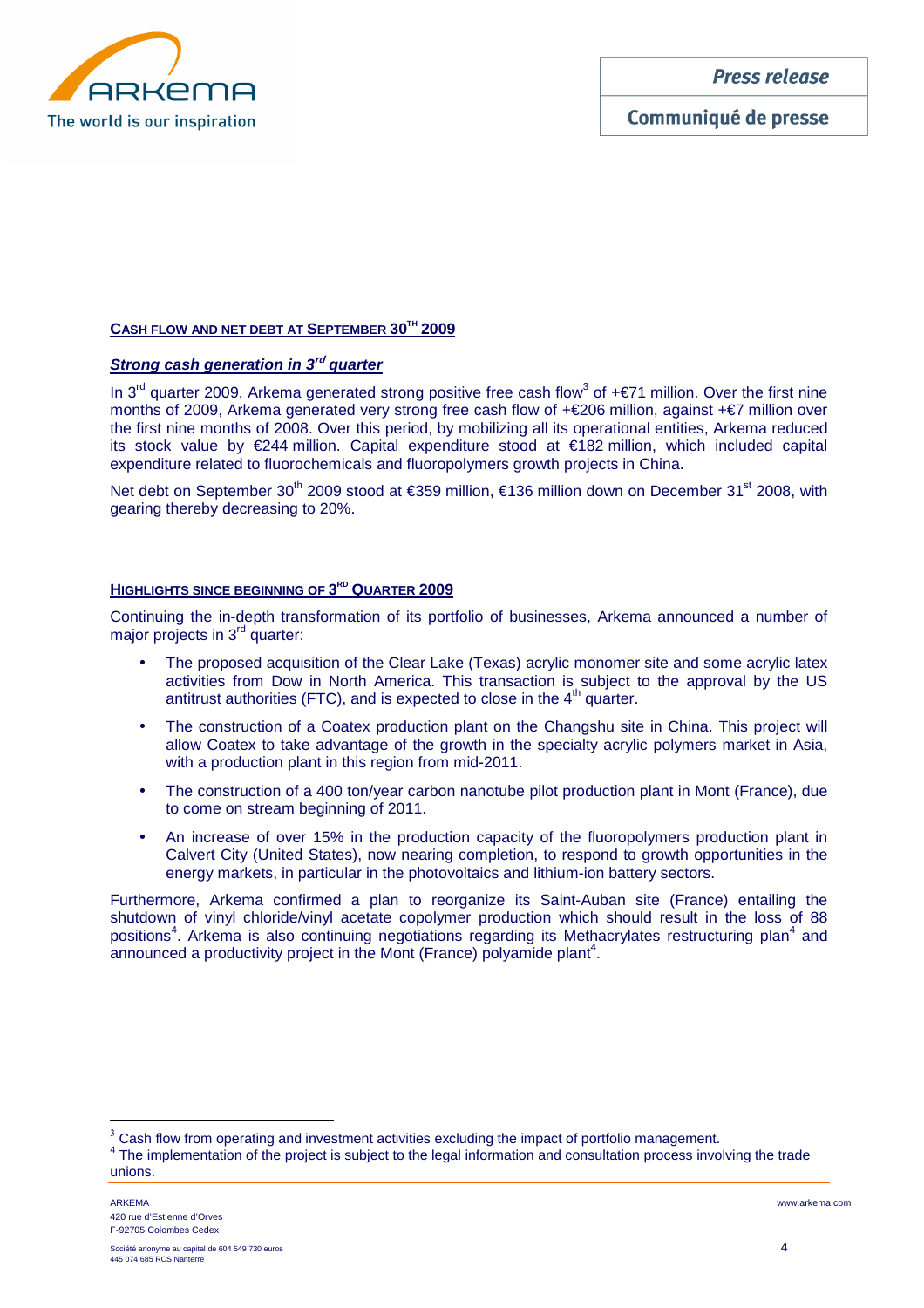## CASH FLOW AND NET DEBT AT SEPTEMBER 30TH 2009

### *Strong cash generation in 3rd quarter*

In 3rd quarter 2009, Arkema generated strong positive free cash flow[3] of +€71 million. Over the first nine months of 2009, Arkema generated very strong free cash flow of +€206 million, against +€7 million over the first nine months of 2008. Over this period, by mobilizing all its operational entities, Arkema reduced its stock value by €244 million. Capital expenditure stood at €182 million, which included capital expenditure related to fluorochemicals and fluoropolymers growth projects in China.

Net debt on September 30th 2009 stood at €359 million, €136 million down on December 31st 2008, with gearing thereby decreasing to 20%.

## HIGHLIGHTS SINCE BEGINNING OF 3RD QUARTER 2009

Continuing the in-depth transformation of its portfolio of businesses, Arkema announced a number of major projects in 3rd quarter:

- The proposed acquisition of the Clear Lake (Texas) acrylic monomer site and some acrylic latex activities from Dow in North America. This transaction is subject to the approval by the US antitrust authorities (FTC), and is expected to close in the 4th quarter.
- The construction of a Coatex production plant on the Changshu site in China. This project will allow Coatex to take advantage of the growth in the specialty acrylic polymers market in Asia, with a production plant in this region from mid-2011.
- The construction of a 400 ton/year carbon nanotube pilot production plant in Mont (France), due to come on stream beginning of 2011.
- An increase of over 15% in the production capacity of the fluoropolymers production plant in Calvert City (United States), now nearing completion, to respond to growth opportunities in the energy markets, in particular in the photovoltaics and lithium-ion battery sectors.

Furthermore, Arkema confirmed a plan to reorganize its Saint-Auban site (France) entailing the shutdown of vinyl chloride/vinyl acetate copolymer production which should result in the loss of 88 positions[4]. Arkema is also continuing negotiations regarding its Methacrylates restructuring plan[4] and announced a productivity project in the Mont (France) polyamide plant[4].

---

[3] Cash flow from operating and investment activities excluding the impact of portfolio management.

[4] The implementation of the project is subject to the legal information and consultation process involving the trade unions.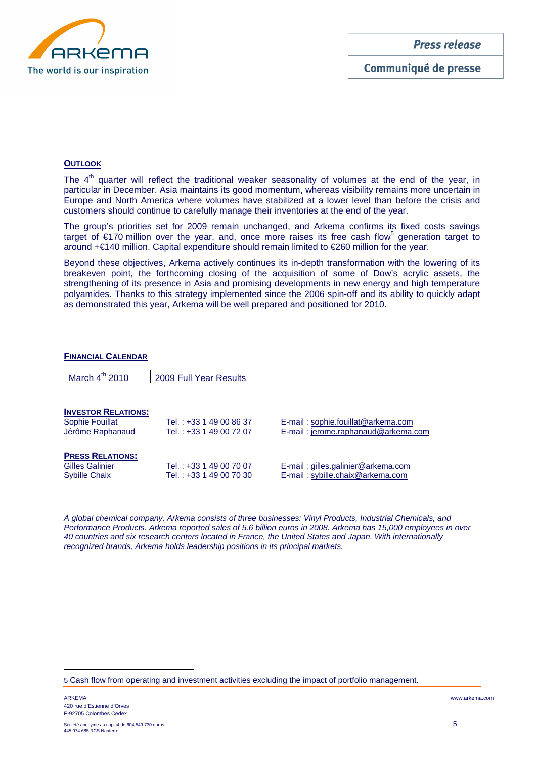## OUTLOOK

The 4th quarter will reflect the traditional weaker seasonality of volumes at the end of the year, in particular in December. Asia maintains its good momentum, whereas visibility remains more uncertain in Europe and North America where volumes have stabilized at a lower level than before the crisis and customers should continue to carefully manage their inventories at the end of the year.

The group's priorities set for 2009 remain unchanged, and Arkema confirms its fixed costs savings target of €170 million over the year, and, once more raises its free cash flow[5] generation target to around +€140 million. Capital expenditure should remain limited to €260 million for the year.

Beyond these objectives, Arkema actively continues its in-depth transformation with the lowering of its breakeven point, the forthcoming closing of the acquisition of some of Dow's acrylic assets, the strengthening of its presence in Asia and promising developments in new energy and high temperature polyamides. Thanks to this strategy implemented since the 2006 spin-off and its ability to quickly adapt as demonstrated this year, Arkema will be well prepared and positioned for 2010.

## FINANCIAL CALENDAR

| | |
|---|---|
| March 4th 2010 | 2009 Full Year Results |

**INVESTOR RELATIONS:**

| | | |
|---|---|---|
| Sophie Fouillat | Tel. : +33 1 49 00 86 37 | E-mail : sophie.fouillat@arkema.com |
| Jérôme Raphanaud | Tel. : +33 1 49 00 72 07 | E-mail : jerome.raphanaud@arkema.com |

**PRESS RELATIONS:**

| | | |
|---|---|---|
| Gilles Galinier | Tel. : +33 1 49 00 70 07 | E-mail : gilles.galinier@arkema.com |
| Sybille Chaix | Tel. : +33 1 49 00 70 30 | E-mail : sybille.chaix@arkema.com |

*A global chemical company, Arkema consists of three businesses: Vinyl Products, Industrial Chemicals, and Performance Products. Arkema reported sales of 5.6 billion euros in 2008. Arkema has 15,000 employees in over 40 countries and six research centers located in France, the United States and Japan. With internationally recognized brands, Arkema holds leadership positions in its principal markets.*

5 Cash flow from operating and investment activities excluding the impact of portfolio management.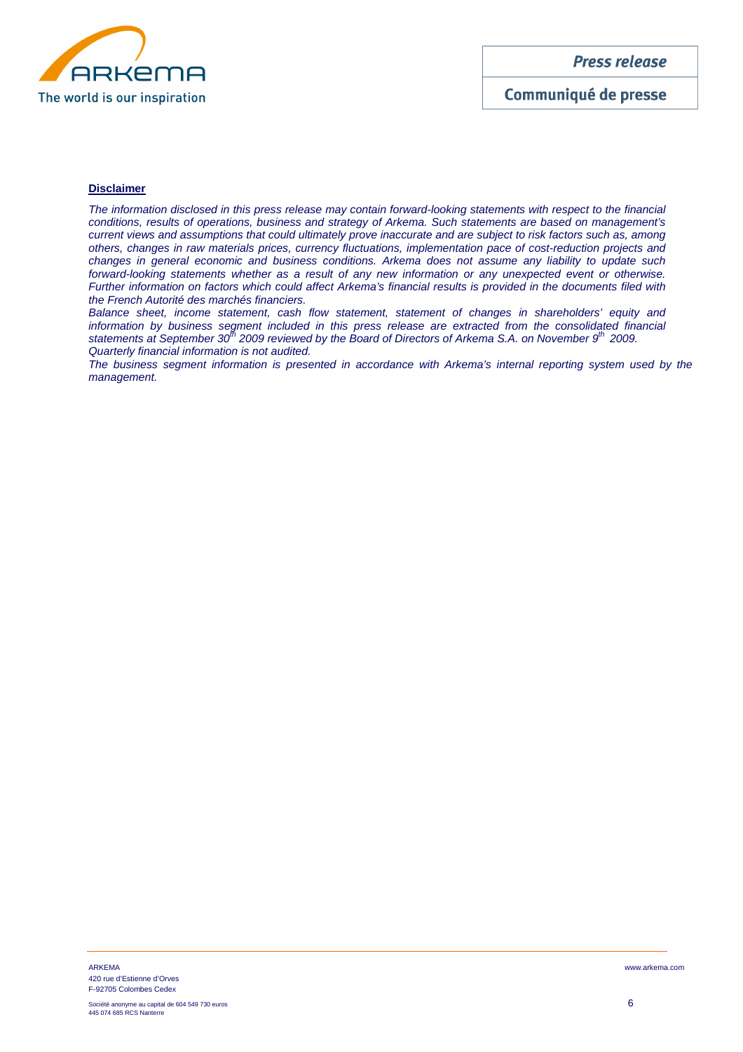**Disclaimer**

*The information disclosed in this press release may contain forward-looking statements with respect to the financial conditions, results of operations, business and strategy of Arkema. Such statements are based on management's current views and assumptions that could ultimately prove inaccurate and are subject to risk factors such as, among others, changes in raw materials prices, currency fluctuations, implementation pace of cost-reduction projects and changes in general economic and business conditions. Arkema does not assume any liability to update such forward-looking statements whether as a result of any new information or any unexpected event or otherwise. Further information on factors which could affect Arkema's financial results is provided in the documents filed with the French Autorité des marchés financiers.*

*Balance sheet, income statement, cash flow statement, statement of changes in shareholders' equity and information by business segment included in this press release are extracted from the consolidated financial statements at September 30th 2009 reviewed by the Board of Directors of Arkema S.A. on November 9th 2009.*

*Quarterly financial information is not audited.*

*The business segment information is presented in accordance with Arkema's internal reporting system used by the management.*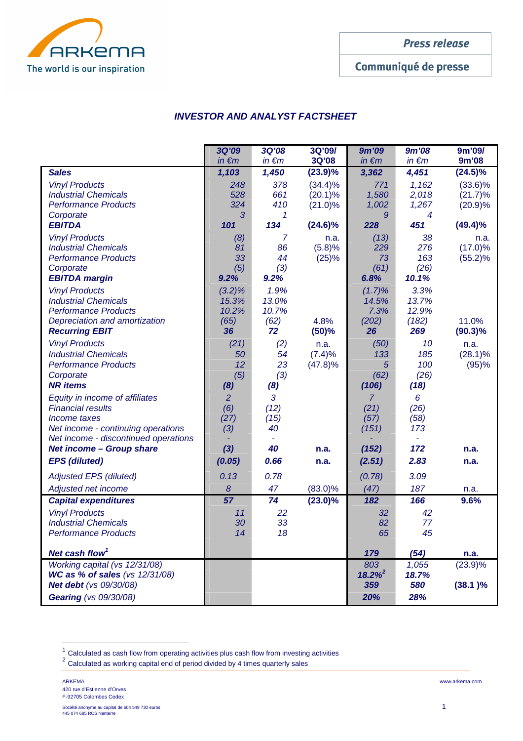Press release

Communiqué de presse

## *INVESTOR AND ANALYST FACTSHEET*

| | 3Q'09 in €m | 3Q'08 in €m | 3Q'09/ 3Q'08 | 9m'09 in €m | 9m'08 in €m | 9m'09/ 9m'08 |
|---|---|---|---|---|---|---|
| **Sales** | **1,103** | **1,450** | **(23.9)%** | **3,362** | **4,451** | **(24.5)%** |
| *Vinyl Products* | 248 | 378 | (34.4)% | 771 | 1,162 | (33.6)% |
| *Industrial Chemicals* | 528 | 661 | (20.1)% | 1,580 | 2,018 | (21.7)% |
| *Performance Products* | 324 | 410 | (21.0)% | 1,002 | 1,267 | (20.9)% |
| *Corporate* | 3 | 1 | | 9 | 4 | |
| **EBITDA** | **101** | **134** | **(24.6)%** | **228** | **451** | **(49.4)%** |
| *Vinyl Products* | (8) | 7 | n.a. | (13) | 38 | n.a. |
| *Industrial Chemicals* | 81 | 86 | (5.8)% | 229 | 276 | (17.0)% |
| *Performance Products* | 33 | 44 | (25)% | 73 | 163 | (55.2)% |
| *Corporate* | (5) | (3) | | (61) | (26) | |
| **EBITDA margin** | **9.2%** | **9.2%** | | **6.8%** | **10.1%** | |
| *Vinyl Products* | (3.2)% | 1.9% | | (1.7)% | 3.3% | |
| *Industrial Chemicals* | 15.3% | 13.0% | | 14.5% | 13.7% | |
| *Performance Products* | 10.2% | 10.7% | | 7.3% | 12.9% | |
| *Depreciation and amortization* | (65) | (62) | 4.8% | (202) | (182) | 11.0% |
| **Recurring EBIT** | **36** | **72** | **(50)%** | **26** | **269** | **(90.3)%** |
| *Vinyl Products* | (21) | (2) | n.a. | (50) | 10 | n.a. |
| *Industrial Chemicals* | 50 | 54 | (7.4)% | 133 | 185 | (28.1)% |
| *Performance Products* | 12 | 23 | (47.8)% | 5 | 100 | (95)% |
| *Corporate* | (5) | (3) | | (62) | (26) | |
| **NR items** | **(8)** | **(8)** | | **(106)** | **(18)** | |
| *Equity in income of affiliates* | 2 | 3 | | 7 | 6 | |
| *Financial results* | (6) | (12) | | (21) | (26) | |
| *Income taxes* | (27) | (15) | | (57) | (58) | |
| *Net income - continuing operations* | (3) | 40 | | (151) | 173 | |
| *Net income - discontinued operations* | - | - | | - | - | |
| **Net income – Group share** | **(3)** | **40** | **n.a.** | **(152)** | **172** | **n.a.** |
| **EPS (diluted)** | **(0.05)** | **0.66** | **n.a.** | **(2.51)** | **2.83** | **n.a.** |
| *Adjusted EPS (diluted)* | 0.13 | 0.78 | | (0.78) | 3.09 | |
| *Adjusted net income* | 8 | 47 | (83.0)% | (47) | 187 | n.a. |
| **Capital expenditures** | **57** | **74** | **(23.0)%** | **182** | **166** | **9.6%** |
| *Vinyl Products* | 11 | 22 | | 32 | 42 | |
| *Industrial Chemicals* | 30 | 33 | | 82 | 77 | |
| *Performance Products* | 14 | 18 | | 65 | 45 | |
| **Net cash flow**[1] | | | | **179** | **(54)** | **n.a.** |
| *Working capital (vs 12/31/08)* | | | | 803 | 1,055 | (23.9)% |
| ***WC as % of sales** (vs 12/31/08)* | | | | **18.2%**[2] | **18.7%** | |
| ***Net debt** (vs 09/30/08)* | | | | **359** | **580** | **(38.1 )%** |
| ***Gearing** (vs 09/30/08)* | | | | **20%** | **28%** | |

[1] Calculated as cash flow from operating activities plus cash flow from investing activities

[2] Calculated as working capital end of period divided by 4 times quarterly sales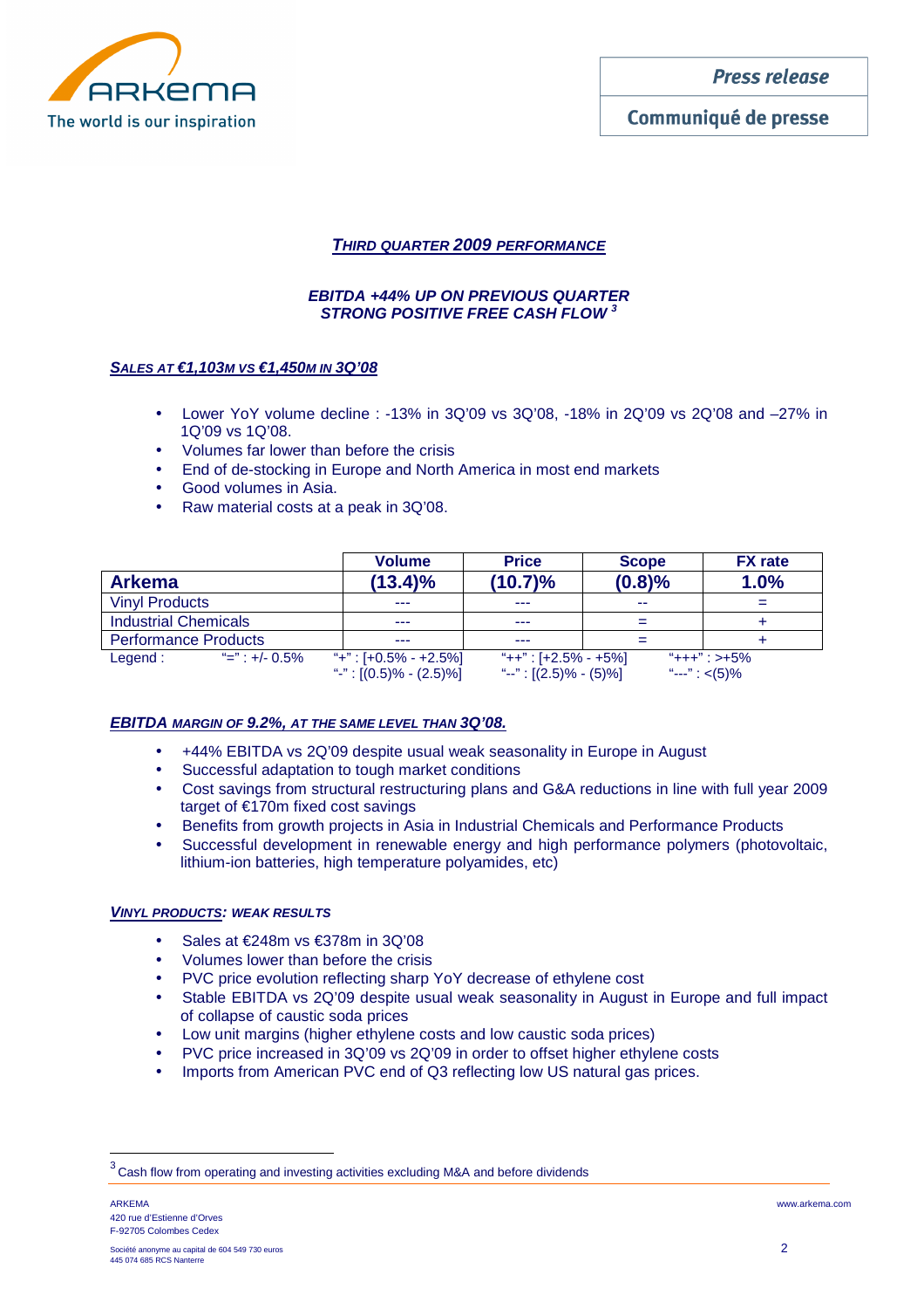## *THIRD QUARTER 2009 PERFORMANCE*

### *EBITDA +44% UP ON PREVIOUS QUARTER*
### *STRONG POSITIVE FREE CASH FLOW* [3]

***SALES AT €1,103M VS €1,450M IN 3Q'08***

- Lower YoY volume decline : -13% in 3Q'09 vs 3Q'08, -18% in 2Q'09 vs 2Q'08 and –27% in 1Q'09 vs 1Q'08.
- Volumes far lower than before the crisis
- End of de-stocking in Europe and North America in most end markets
- Good volumes in Asia.
- Raw material costs at a peak in 3Q'08.

| | Volume | Price | Scope | FX rate |
|---|---|---|---|---|
| **Arkema** | **(13.4)%** | **(10.7)%** | **(0.8)%** | **1.0%** |
| Vinyl Products | --- | --- | -- | = |
| Industrial Chemicals | --- | --- | = | + |
| Performance Products | --- | --- | = | + |

Legend : "=" : +/- 0.5% "+" : [+0.5% - +2.5%] "-" : [(0.5)% - (2.5)%] "++" : [+2.5% - +5%] "--" : [(2.5)% - (5)%] "+++" : >+5% "---" : <(5)%

***EBITDA MARGIN OF 9.2%, AT THE SAME LEVEL THAN 3Q'08.***

- +44% EBITDA vs 2Q'09 despite usual weak seasonality in Europe in August
- Successful adaptation to tough market conditions
- Cost savings from structural restructuring plans and G&A reductions in line with full year 2009 target of €170m fixed cost savings
- Benefits from growth projects in Asia in Industrial Chemicals and Performance Products
- Successful development in renewable energy and high performance polymers (photovoltaic, lithium-ion batteries, high temperature polyamides, etc)

***VINYL PRODUCTS: WEAK RESULTS***

- Sales at €248m vs €378m in 3Q'08
- Volumes lower than before the crisis
- PVC price evolution reflecting sharp YoY decrease of ethylene cost
- Stable EBITDA vs 2Q'09 despite usual weak seasonality in August in Europe and full impact of collapse of caustic soda prices
- Low unit margins (higher ethylene costs and low caustic soda prices)
- PVC price increased in 3Q'09 vs 2Q'09 in order to offset higher ethylene costs
- Imports from American PVC end of Q3 reflecting low US natural gas prices.

[3] Cash flow from operating and investing activities excluding M&A and before dividends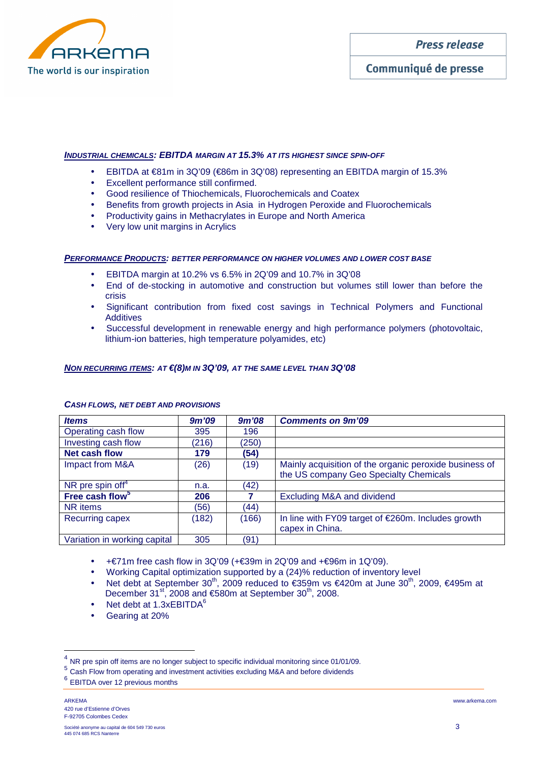***INDUSTRIAL CHEMICALS: EBITDA MARGIN AT 15.3% AT ITS HIGHEST SINCE SPIN-OFF***

- EBITDA at €81m in 3Q'09 (€86m in 3Q'08) representing an EBITDA margin of 15.3%
- Excellent performance still confirmed.
- Good resilience of Thiochemicals, Fluorochemicals and Coatex
- Benefits from growth projects in Asia in Hydrogen Peroxide and Fluorochemicals
- Productivity gains in Methacrylates in Europe and North America
- Very low unit margins in Acrylics

***PERFORMANCE PRODUCTS: BETTER PERFORMANCE ON HIGHER VOLUMES AND LOWER COST BASE***

- EBITDA margin at 10.2% vs 6.5% in 2Q'09 and 10.7% in 3Q'08
- End of de-stocking in automotive and construction but volumes still lower than before the crisis
- Significant contribution from fixed cost savings in Technical Polymers and Functional Additives
- Successful development in renewable energy and high performance polymers (photovoltaic, lithium-ion batteries, high temperature polyamides, etc)

***NON RECURRING ITEMS: AT €(8)M IN 3Q'09, AT THE SAME LEVEL THAN 3Q'08***

***CASH FLOWS, NET DEBT AND PROVISIONS***

| *Items* | *9m'09* | *9m'08* | *Comments on 9m'09* |
|---|---|---|---|
| Operating cash flow | 395 | 196 | |
| Investing cash flow | (216) | (250) | |
| **Net cash flow** | **179** | **(54)** | |
| Impact from M&A | (26) | (19) | Mainly acquisition of the organic peroxide business of the US company Geo Specialty Chemicals |
| NR pre spin off[4] | n.a. | (42) | |
| **Free cash flow[5]** | **206** | **7** | Excluding M&A and dividend |
| NR items | (56) | (44) | |
| Recurring capex | (182) | (166) | In line with FY09 target of €260m. Includes growth capex in China. |
| Variation in working capital | 305 | (91) | |

- +€71m free cash flow in 3Q'09 (+€39m in 2Q'09 and +€96m in 1Q'09).
- Working Capital optimization supported by a (24)% reduction of inventory level
- Net debt at September 30th, 2009 reduced to €359m vs €420m at June 30th, 2009, €495m at December 31st, 2008 and €580m at September 30th, 2008.
- Net debt at 1.3xEBITDA[6]
- Gearing at 20%

[4] NR pre spin off items are no longer subject to specific individual monitoring since 01/01/09.

[5] Cash Flow from operating and investment activities excluding M&A and before dividends

[6] EBITDA over 12 previous months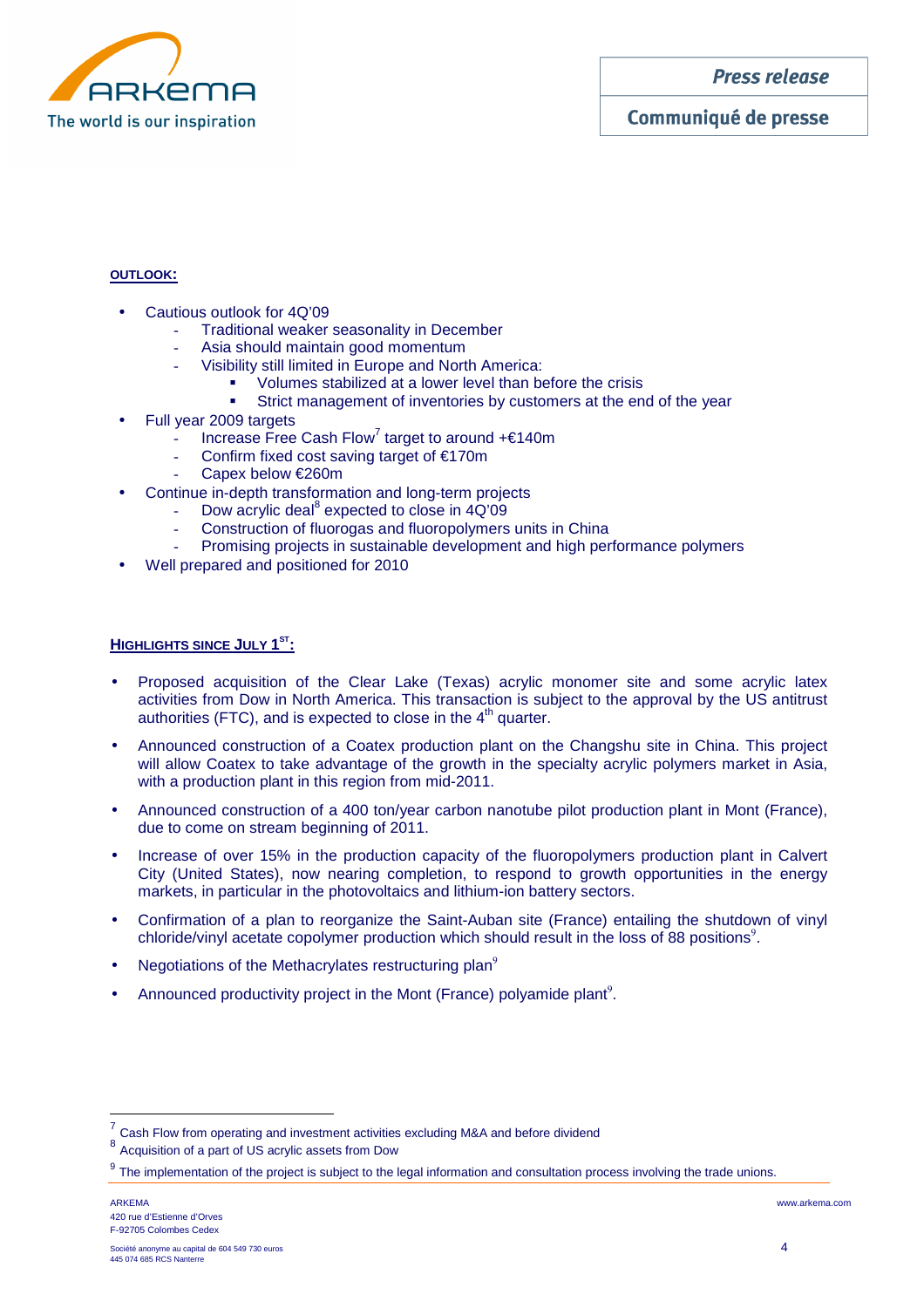**OUTLOOK:**

- Cautious outlook for 4Q'09
  - Traditional weaker seasonality in December
  - Asia should maintain good momentum
  - Visibility still limited in Europe and North America:
    - Volumes stabilized at a lower level than before the crisis
    - Strict management of inventories by customers at the end of the year
- Full year 2009 targets
  - Increase Free Cash Flow[7] target to around +€140m
  - Confirm fixed cost saving target of €170m
  - Capex below €260m
- Continue in-depth transformation and long-term projects
  - Dow acrylic deal[8] expected to close in 4Q'09
  - Construction of fluorogas and fluoropolymers units in China
  - Promising projects in sustainable development and high performance polymers
- Well prepared and positioned for 2010

**HIGHLIGHTS SINCE JULY 1ST:**

- Proposed acquisition of the Clear Lake (Texas) acrylic monomer site and some acrylic latex activities from Dow in North America. This transaction is subject to the approval by the US antitrust authorities (FTC), and is expected to close in the 4th quarter.
- Announced construction of a Coatex production plant on the Changshu site in China. This project will allow Coatex to take advantage of the growth in the specialty acrylic polymers market in Asia, with a production plant in this region from mid-2011.
- Announced construction of a 400 ton/year carbon nanotube pilot production plant in Mont (France), due to come on stream beginning of 2011.
- Increase of over 15% in the production capacity of the fluoropolymers production plant in Calvert City (United States), now nearing completion, to respond to growth opportunities in the energy markets, in particular in the photovoltaics and lithium-ion battery sectors.
- Confirmation of a plan to reorganize the Saint-Auban site (France) entailing the shutdown of vinyl chloride/vinyl acetate copolymer production which should result in the loss of 88 positions[9].
- Negotiations of the Methacrylates restructuring plan[9]
- Announced productivity project in the Mont (France) polyamide plant[9].

---

[7] Cash Flow from operating and investment activities excluding M&A and before dividend

[8] Acquisition of a part of US acrylic assets from Dow

[9] The implementation of the project is subject to the legal information and consultation process involving the trade unions.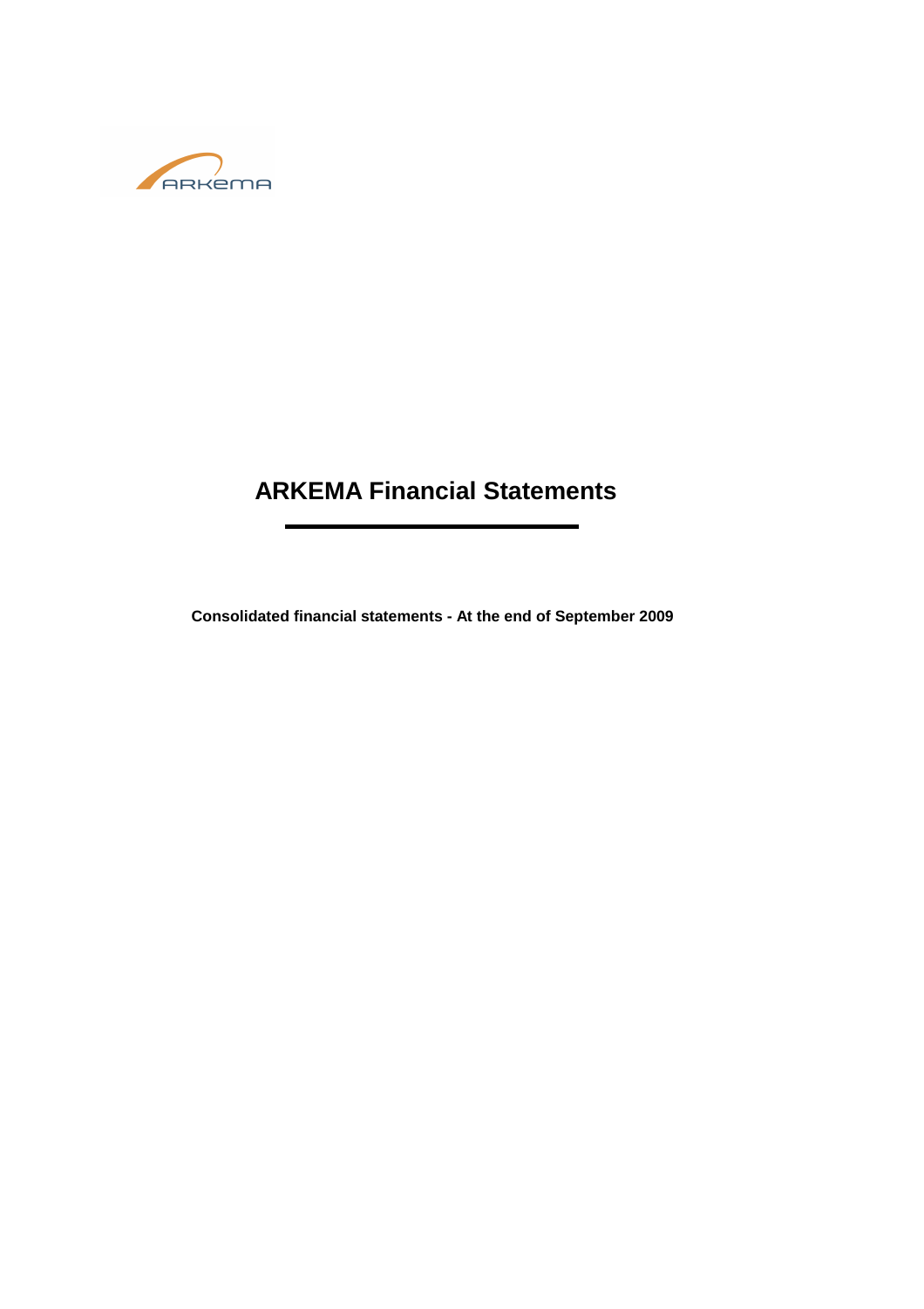# ARKEMA Financial Statements

**Consolidated financial statements - At the end of September 2009**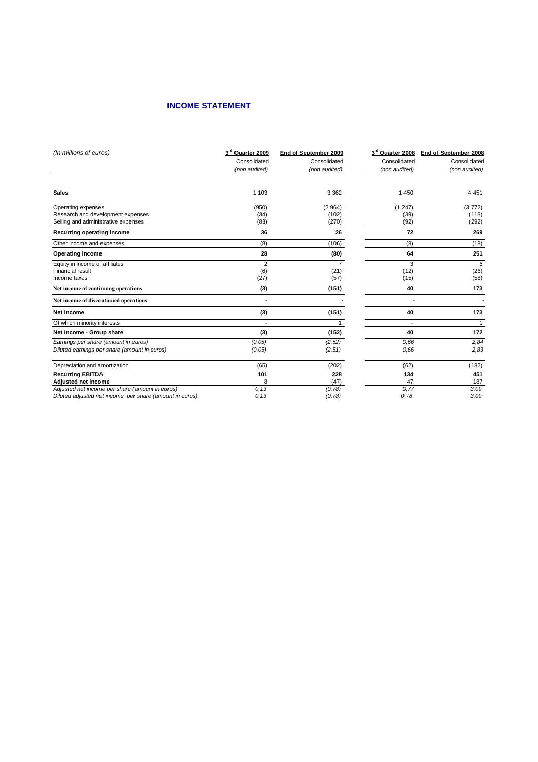## INCOME STATEMENT

| *(In millions of euros)* | 3rd Quarter 2009 Consolidated *(non audited)* | End of September 2009 Consolidated *(non audited)* | 3rd Quarter 2008 Consolidated *(non audited)* | End of September 2008 Consolidated *(non audited)* |
|---|---|---|---|---|
| **Sales** | 1 103 | 3 362 | 1 450 | 4 451 |
| Operating expenses | (950) | (2 964) | (1 247) | (3 772) |
| Research and development expenses | (34) | (102) | (39) | (118) |
| Selling and administrative expenses | (83) | (270) | (92) | (292) |
| **Recurring operating income** | **36** | **26** | **72** | **269** |
| Other income and expenses | (8) | (106) | (8) | (18) |
| **Operating income** | **28** | **(80)** | **64** | **251** |
| Equity in income of affiliates | 2 | 7 | 3 | 6 |
| Financial result | (6) | (21) | (12) | (26) |
| Income taxes | (27) | (57) | (15) | (58) |
| **Net income of continuing operations** | **(3)** | **(151)** | **40** | **173** |
| **Net income of discontinued operations** | **-** | **-** | **-** | **-** |
| **Net income** | **(3)** | **(151)** | **40** | **173** |
| Of which minority interests | - | 1 | - | 1 |
| **Net income - Group share** | **(3)** | **(152)** | **40** | **172** |
| *Earnings per share (amount in euros)* | *(0,05)* | *(2,52)* | *0,66* | *2,84* |
| *Diluted earnings per share (amount in euros)* | *(0,05)* | *(2,51)* | *0,66* | *2,83* |
| Depreciation and amortization | (65) | (202) | (62) | (182) |
| **Recurring EBITDA** | **101** | **228** | **134** | **451** |
| **Adjusted net income** | 8 | (47) | 47 | 187 |
| *Adjusted net income per share (amount in euros)* | *0,13* | *(0,78)* | *0,77* | *3,09* |
| *Diluted adjusted net income per share (amount in euros)* | *0,13* | *(0,78)* | *0,78* | *3,09* |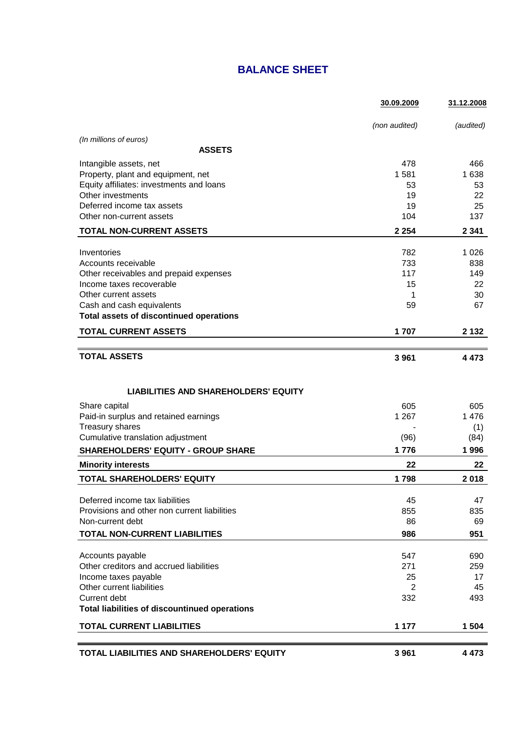# BALANCE SHEET

| | 30.09.2009 | 31.12.2008 |
|---|---|---|
| | *(non audited)* | *(audited)* |
| *(In millions of euros)* | | |
| **ASSETS** | | |
| Intangible assets, net | 478 | 466 |
| Property, plant and equipment, net | 1 581 | 1 638 |
| Equity affiliates: investments and loans | 53 | 53 |
| Other investments | 19 | 22 |
| Deferred income tax assets | 19 | 25 |
| Other non-current assets | 104 | 137 |
| **TOTAL NON-CURRENT ASSETS** | **2 254** | **2 341** |
| Inventories | 782 | 1 026 |
| Accounts receivable | 733 | 838 |
| Other receivables and prepaid expenses | 117 | 149 |
| Income taxes recoverable | 15 | 22 |
| Other current assets | 1 | 30 |
| Cash and cash equivalents | 59 | 67 |
| **Total assets of discontinued operations** | | |
| **TOTAL CURRENT ASSETS** | **1 707** | **2 132** |
| **TOTAL ASSETS** | **3 961** | **4 473** |
| **LIABILITIES AND SHAREHOLDERS' EQUITY** | | |
| Share capital | 605 | 605 |
| Paid-in surplus and retained earnings | 1 267 | 1 476 |
| Treasury shares | - | (1) |
| Cumulative translation adjustment | (96) | (84) |
| **SHAREHOLDERS' EQUITY - GROUP SHARE** | **1 776** | **1 996** |
| **Minority interests** | **22** | **22** |
| **TOTAL SHAREHOLDERS' EQUITY** | **1 798** | **2 018** |
| Deferred income tax liabilities | 45 | 47 |
| Provisions and other non current liabilities | 855 | 835 |
| Non-current debt | 86 | 69 |
| **TOTAL NON-CURRENT LIABILITIES** | **986** | **951** |
| Accounts payable | 547 | 690 |
| Other creditors and accrued liabilities | 271 | 259 |
| Income taxes payable | 25 | 17 |
| Other current liabilities | 2 | 45 |
| Current debt | 332 | 493 |
| **Total liabilities of discountinued operations** | | |
| **TOTAL CURRENT LIABILITIES** | **1 177** | **1 504** |
| **TOTAL LIABILITIES AND SHAREHOLDERS' EQUITY** | **3 961** | **4 473** |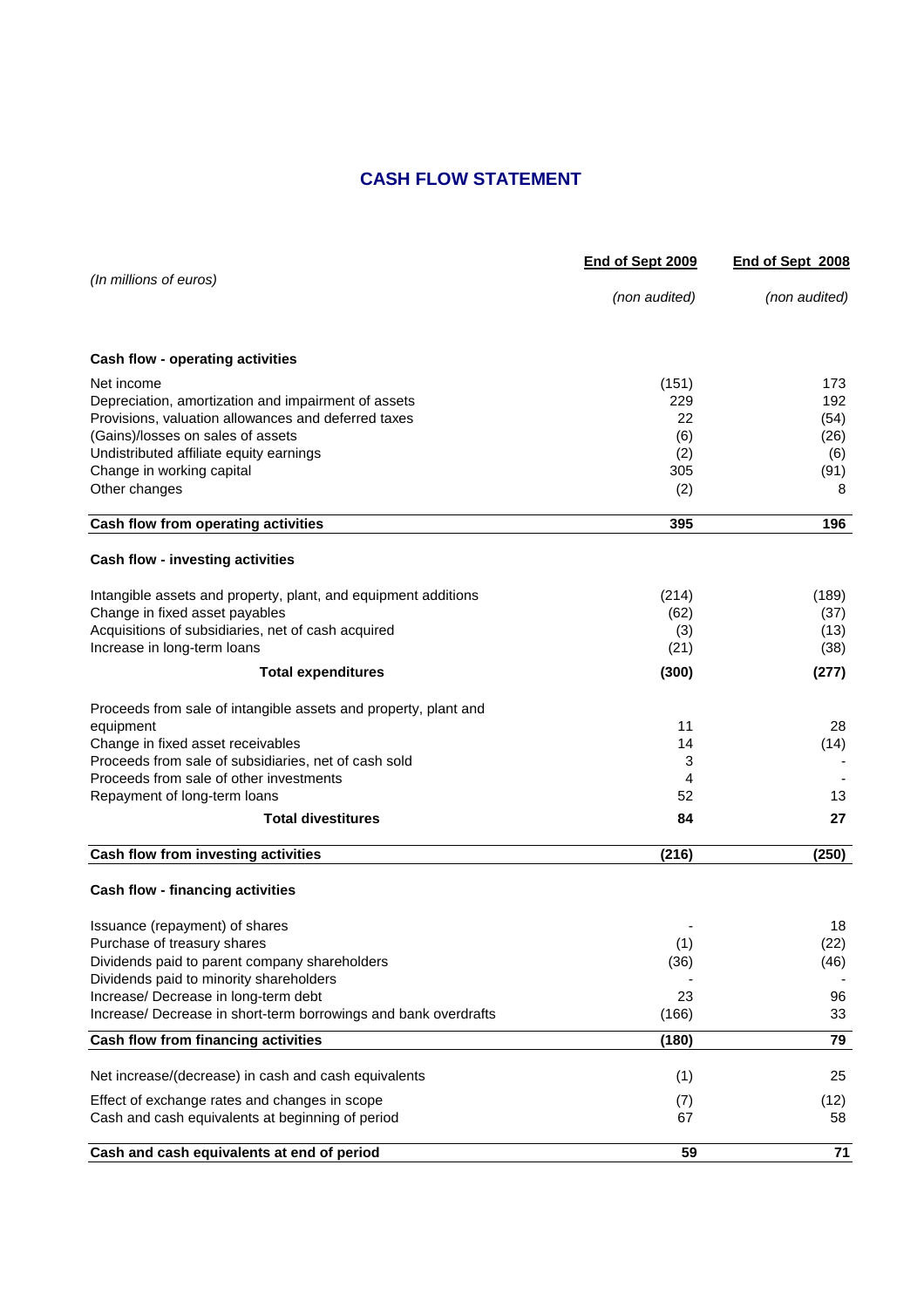# CASH FLOW STATEMENT

| *(In millions of euros)* | End of Sept 2009<br>*(non audited)* | End of Sept 2008<br>*(non audited)* |
|---|---|---|
| **Cash flow - operating activities** | | |
| Net income | (151) | 173 |
| Depreciation, amortization and impairment of assets | 229 | 192 |
| Provisions, valuation allowances and deferred taxes | 22 | (54) |
| (Gains)/losses on sales of assets | (6) | (26) |
| Undistributed affiliate equity earnings | (2) | (6) |
| Change in working capital | 305 | (91) |
| Other changes | (2) | 8 |
| **Cash flow from operating activities** | **395** | **196** |
| **Cash flow - investing activities** | | |
| Intangible assets and property, plant, and equipment additions | (214) | (189) |
| Change in fixed asset payables | (62) | (37) |
| Acquisitions of subsidiaries, net of cash acquired | (3) | (13) |
| Increase in long-term loans | (21) | (38) |
| **Total expenditures** | **(300)** | **(277)** |
| Proceeds from sale of intangible assets and property, plant and equipment | 11 | 28 |
| Change in fixed asset receivables | 14 | (14) |
| Proceeds from sale of subsidiaries, net of cash sold | 3 | - |
| Proceeds from sale of other investments | 4 | - |
| Repayment of long-term loans | 52 | 13 |
| **Total divestitures** | **84** | **27** |
| **Cash flow from investing activities** | **(216)** | **(250)** |
| **Cash flow - financing activities** | | |
| Issuance (repayment) of shares | - | 18 |
| Purchase of treasury shares | (1) | (22) |
| Dividends paid to parent company shareholders | (36) | (46) |
| Dividends paid to minority shareholders | - | - |
| Increase/ Decrease in long-term debt | 23 | 96 |
| Increase/ Decrease in short-term borrowings and bank overdrafts | (166) | 33 |
| **Cash flow from financing activities** | **(180)** | **79** |
| Net increase/(decrease) in cash and cash equivalents | (1) | 25 |
| Effect of exchange rates and changes in scope | (7) | (12) |
| Cash and cash equivalents at beginning of period | 67 | 58 |
| **Cash and cash equivalents at end of period** | **59** | **71** |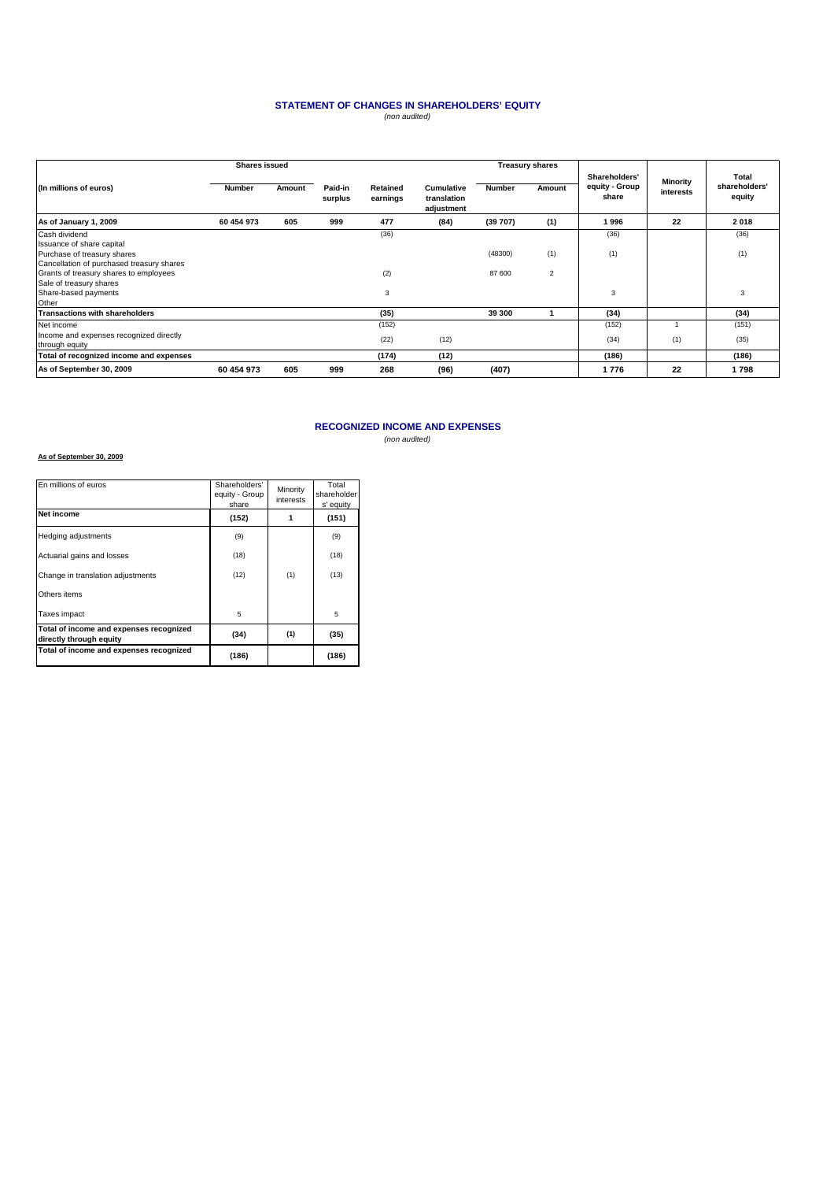## STATEMENT OF CHANGES IN SHAREHOLDERS' EQUITY

*(non audited)*

| (In millions of euros) | Shares issued | | | | | Treasury shares | | | | |
|---|---|---|---|---|---|---|---|---|---|---|
| | Number | Amount | Paid-in surplus | Retained earnings | Cumulative translation adjustment | Number | Amount | Shareholders' equity - Group share | Minority interests | Total shareholders' equity |
| **As of January 1, 2009** | **60 454 973** | **605** | **999** | **477** | **(84)** | **(39 707)** | **(1)** | **1 996** | **22** | **2 018** |
| Cash dividend | | | | (36) | | | | (36) | | (36) |
| Issuance of share capital | | | | | | | | | | |
| Purchase of treasury shares | | | | | | (48300) | (1) | (1) | | (1) |
| Cancellation of purchased treasury shares | | | | | | | | | | |
| Grants of treasury shares to employees | | | | (2) | | 87 600 | 2 | | | |
| Sale of treasury shares | | | | | | | | | | |
| Share-based payments | | | | 3 | | | | 3 | | 3 |
| Other | | | | | | | | | | |
| **Transactions with shareholders** | | | | **(35)** | | **39 300** | **1** | **(34)** | | **(34)** |
| Net income | | | | (152) | | | | (152) | 1 | (151) |
| Income and expenses recognized directly through equity | | | | (22) | (12) | | | (34) | (1) | (35) |
| **Total of recognized income and expenses** | | | | **(174)** | **(12)** | | | **(186)** | | **(186)** |
| **As of September 30, 2009** | **60 454 973** | **605** | **999** | **268** | **(96)** | **(407)** | | **1 776** | **22** | **1 798** |

## RECOGNIZED INCOME AND EXPENSES

*(non audited)*

**As of September 30, 2009**

| En millions of euros | Shareholders' equity - Group share | Minority interests | Total shareholders' equity |
|---|---|---|---|
| **Net income** | **(152)** | **1** | **(151)** |
| Hedging adjustments | (9) | | (9) |
| Actuarial gains and losses | (18) | | (18) |
| Change in translation adjustments | (12) | (1) | (13) |
| Others items | | | |
| Taxes impact | 5 | | 5 |
| **Total of income and expenses recognized directly through equity** | **(34)** | **(1)** | **(35)** |
| **Total of income and expenses recognized** | **(186)** | | **(186)** |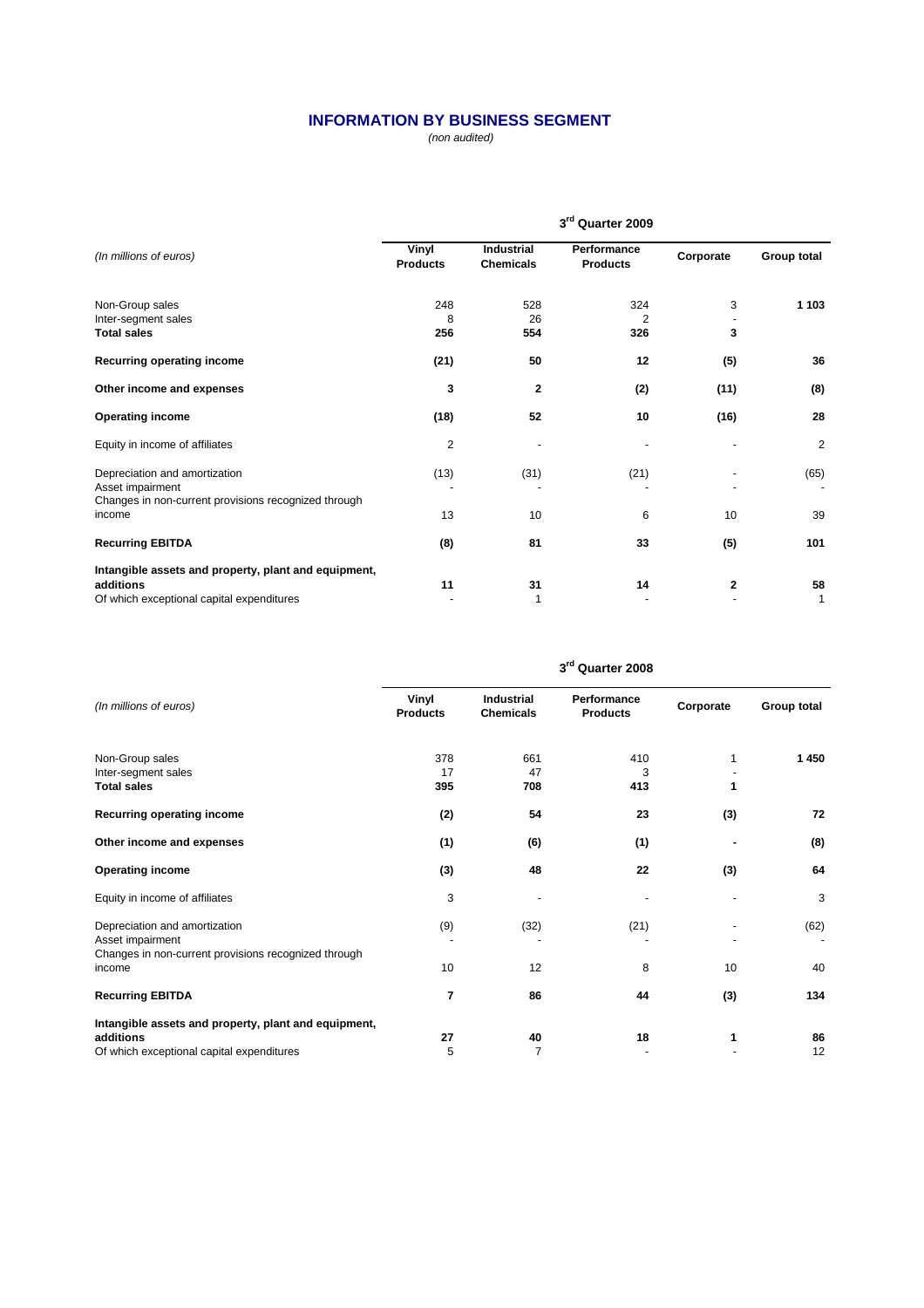## INFORMATION BY BUSINESS SEGMENT

*(non audited)*

| *(In millions of euros)* | 3rd Quarter 2009 | | | | |
|---|---|---|---|---|---|
| | **Vinyl Products** | **Industrial Chemicals** | **Performance Products** | **Corporate** | **Group total** |
| Non-Group sales | 248 | 528 | 324 | 3 | **1 103** |
| Inter-segment sales | 8 | 26 | 2 | - | |
| **Total sales** | **256** | **554** | **326** | **3** | |
| **Recurring operating income** | **(21)** | **50** | **12** | **(5)** | **36** |
| **Other income and expenses** | **3** | **2** | **(2)** | **(11)** | **(8)** |
| **Operating income** | **(18)** | **52** | **10** | **(16)** | **28** |
| Equity in income of affiliates | 2 | - | - | - | 2 |
| Depreciation and amortization | (13) | (31) | (21) | - | (65) |
| Asset impairment | - | - | - | - | - |
| Changes in non-current provisions recognized through income | 13 | 10 | 6 | 10 | 39 |
| **Recurring EBITDA** | **(8)** | **81** | **33** | **(5)** | **101** |
| **Intangible assets and property, plant and equipment, additions** | **11** | **31** | **14** | **2** | **58** |
| Of which exceptional capital expenditures | - | 1 | - | - | 1 |

| *(In millions of euros)* | 3rd Quarter 2008 | | | | |
|---|---|---|---|---|---|
| | **Vinyl Products** | **Industrial Chemicals** | **Performance Products** | **Corporate** | **Group total** |
| Non-Group sales | 378 | 661 | 410 | 1 | **1 450** |
| Inter-segment sales | 17 | 47 | 3 | - | |
| **Total sales** | **395** | **708** | **413** | **1** | |
| **Recurring operating income** | **(2)** | **54** | **23** | **(3)** | **72** |
| **Other income and expenses** | **(1)** | **(6)** | **(1)** | **-** | **(8)** |
| **Operating income** | **(3)** | **48** | **22** | **(3)** | **64** |
| Equity in income of affiliates | 3 | - | - | - | 3 |
| Depreciation and amortization | (9) | (32) | (21) | - | (62) |
| Asset impairment | - | - | - | - | - |
| Changes in non-current provisions recognized through income | 10 | 12 | 8 | 10 | 40 |
| **Recurring EBITDA** | **7** | **86** | **44** | **(3)** | **134** |
| **Intangible assets and property, plant and equipment, additions** | **27** | **40** | **18** | **1** | **86** |
| Of which exceptional capital expenditures | 5 | 7 | - | - | 12 |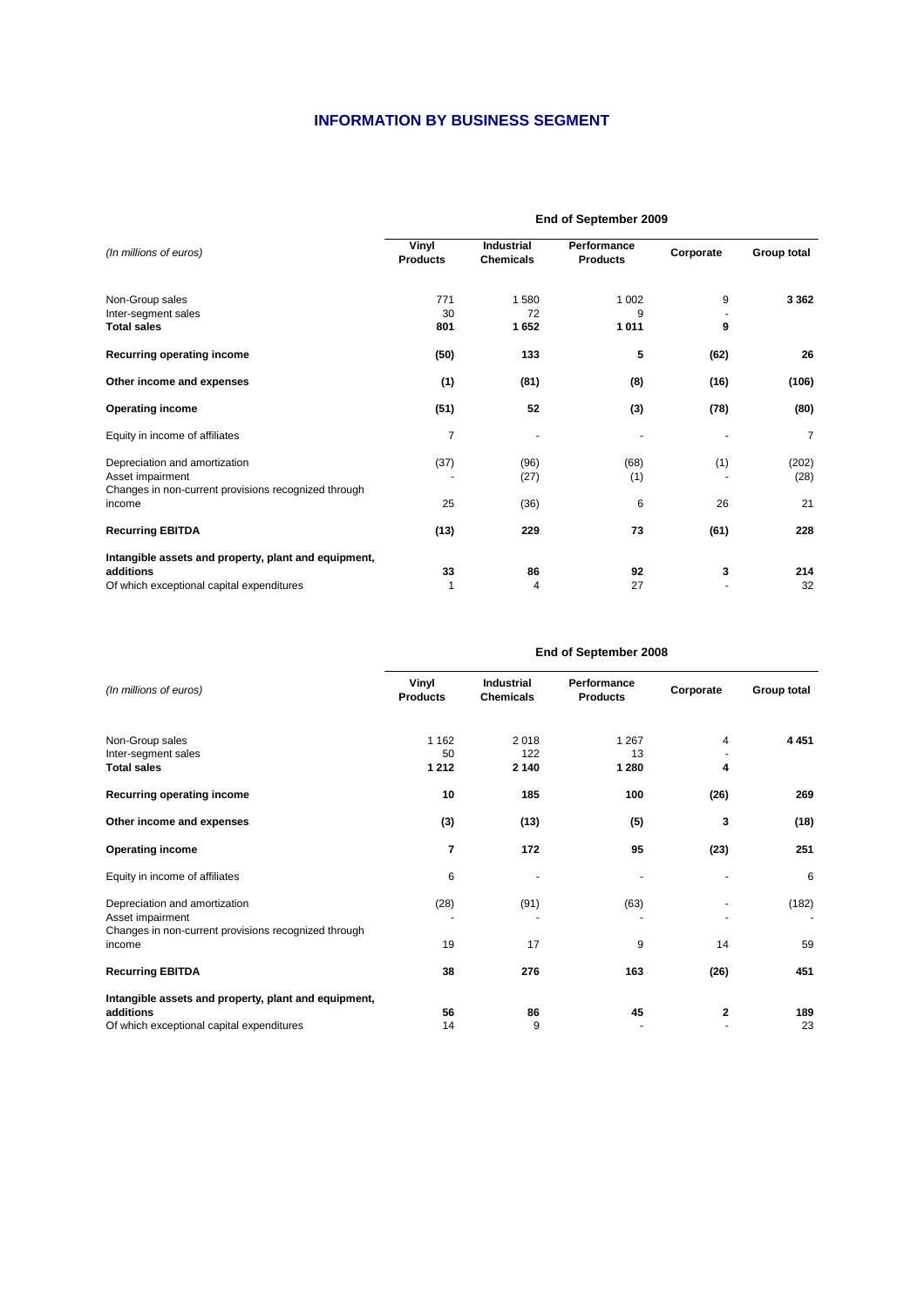# INFORMATION BY BUSINESS SEGMENT

| (In millions of euros) | End of September 2009 | | | | |
|---|---|---|---|---|---|
| | **Vinyl Products** | **Industrial Chemicals** | **Performance Products** | **Corporate** | **Group total** |
| Non-Group sales | 771 | 1 580 | 1 002 | 9 | **3 362** |
| Inter-segment sales | 30 | 72 | 9 | - | |
| **Total sales** | **801** | **1 652** | **1 011** | **9** | |
| **Recurring operating income** | **(50)** | **133** | **5** | **(62)** | **26** |
| **Other income and expenses** | **(1)** | **(81)** | **(8)** | **(16)** | **(106)** |
| **Operating income** | **(51)** | **52** | **(3)** | **(78)** | **(80)** |
| Equity in income of affiliates | 7 | - | - | - | 7 |
| Depreciation and amortization | (37) | (96) | (68) | (1) | (202) |
| Asset impairment | - | (27) | (1) | - | (28) |
| Changes in non-current provisions recognized through income | 25 | (36) | 6 | 26 | 21 |
| **Recurring EBITDA** | **(13)** | **229** | **73** | **(61)** | **228** |
| **Intangible assets and property, plant and equipment, additions** | **33** | **86** | **92** | **3** | **214** |
| Of which exceptional capital expenditures | 1 | 4 | 27 | - | 32 |

| (In millions of euros) | End of September 2008 | | | | |
|---|---|---|---|---|---|
| | **Vinyl Products** | **Industrial Chemicals** | **Performance Products** | **Corporate** | **Group total** |
| Non-Group sales | 1 162 | 2 018 | 1 267 | 4 | **4 451** |
| Inter-segment sales | 50 | 122 | 13 | - | |
| **Total sales** | **1 212** | **2 140** | **1 280** | **4** | |
| **Recurring operating income** | **10** | **185** | **100** | **(26)** | **269** |
| **Other income and expenses** | **(3)** | **(13)** | **(5)** | **3** | **(18)** |
| **Operating income** | **7** | **172** | **95** | **(23)** | **251** |
| Equity in income of affiliates | 6 | - | - | - | 6 |
| Depreciation and amortization | (28) | (91) | (63) | - | (182) |
| Asset impairment | - | - | - | - | - |
| Changes in non-current provisions recognized through income | 19 | 17 | 9 | 14 | 59 |
| **Recurring EBITDA** | **38** | **276** | **163** | **(26)** | **451** |
| **Intangible assets and property, plant and equipment, additions** | **56** | **86** | **45** | **2** | **189** |
| Of which exceptional capital expenditures | 14 | 9 | - | - | 23 |